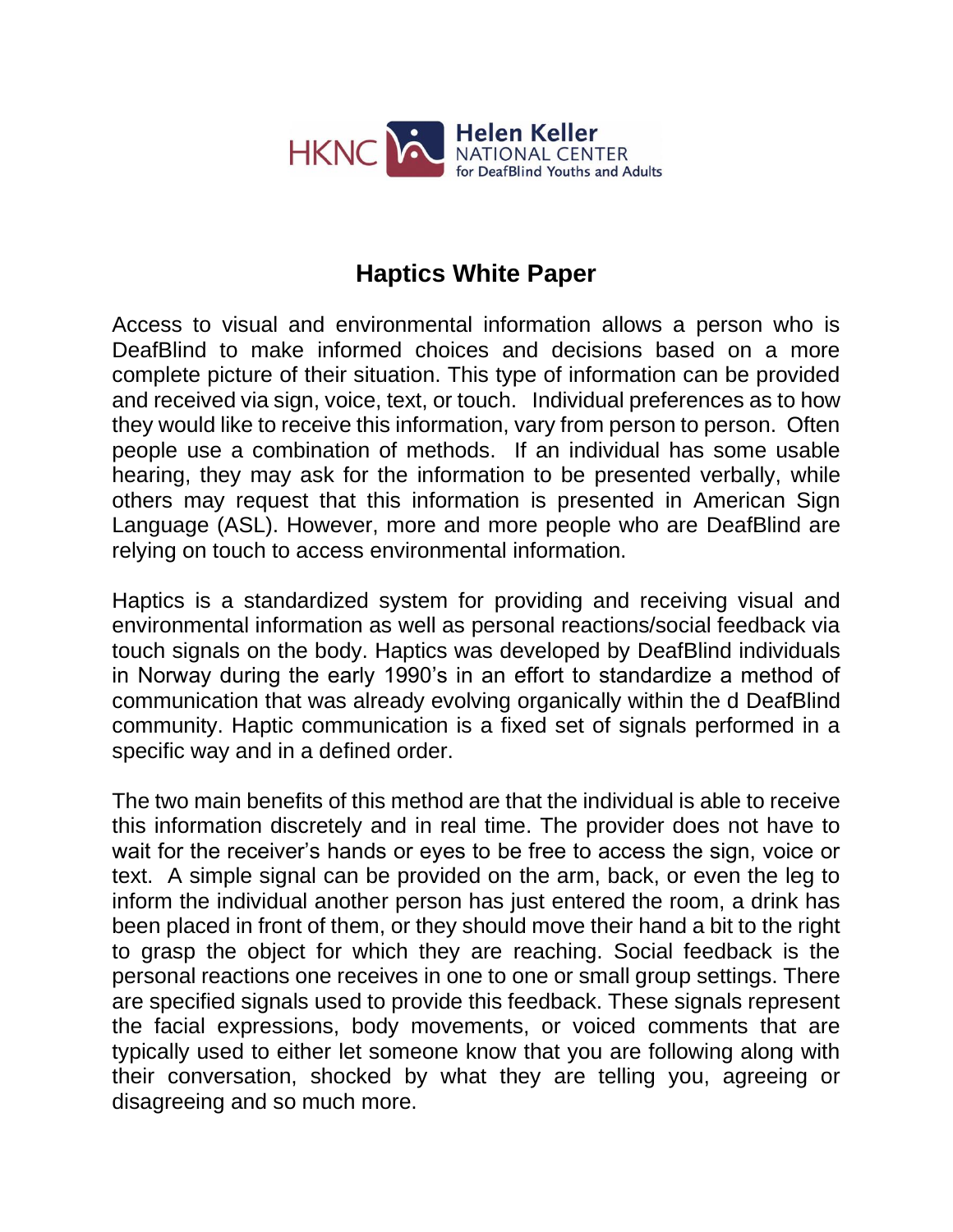HKNC Helen Keller NATIONAL CENTER for DeafBlind Youths and Adults

# Haptics White Paper

Access to visual and environmental information allows a person who is DeafBlind to make informed choices and decisions based on a more complete picture of their situation. This type of information can be provided and received via sign, voice, text, or touch. Individual preferences as to how they would like to receive this information, vary from person to person. Often people use a combination of methods. If an individual has some usable hearing, they may ask for the information to be presented verbally, while others may request that this information is presented in American Sign Language (ASL). However, more and more people who are DeafBlind are relying on touch to access environmental information.

Haptics is a standardized system for providing and receiving visual and environmental information as well as personal reactions/social feedback via touch signals on the body. Haptics was developed by DeafBlind individuals in Norway during the early 1990's in an effort to standardize a method of communication that was already evolving organically within the d DeafBlind community. Haptic communication is a fixed set of signals performed in a specific way and in a defined order.

The two main benefits of this method are that the individual is able to receive this information discretely and in real time. The provider does not have to wait for the receiver's hands or eyes to be free to access the sign, voice or text. A simple signal can be provided on the arm, back, or even the leg to inform the individual another person has just entered the room, a drink has been placed in front of them, or they should move their hand a bit to the right to grasp the object for which they are reaching. Social feedback is the personal reactions one receives in one to one or small group settings. There are specified signals used to provide this feedback. These signals represent the facial expressions, body movements, or voiced comments that are typically used to either let someone know that you are following along with their conversation, shocked by what they are telling you, agreeing or disagreeing and so much more.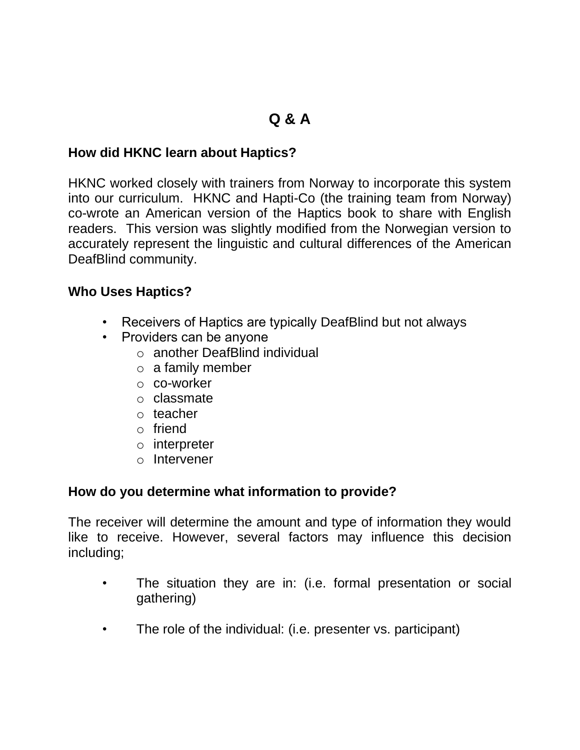# Q & A

### How did HKNC learn about Haptics?

HKNC worked closely with trainers from Norway to incorporate this system into our curriculum. HKNC and Hapti-Co (the training team from Norway) co-wrote an American version of the Haptics book to share with English readers. This version was slightly modified from the Norwegian version to accurately represent the linguistic and cultural differences of the American DeafBlind community.

### Who Uses Haptics?

- Receivers of Haptics are typically DeafBlind but not always
- Providers can be anyone
  - another DeafBlind individual
  - a family member
  - co-worker
  - classmate
  - teacher
  - friend
  - interpreter
  - Intervener

### How do you determine what information to provide?

The receiver will determine the amount and type of information they would like to receive. However, several factors may influence this decision including;

- The situation they are in: (i.e. formal presentation or social gathering)

- The role of the individual: (i.e. presenter vs. participant)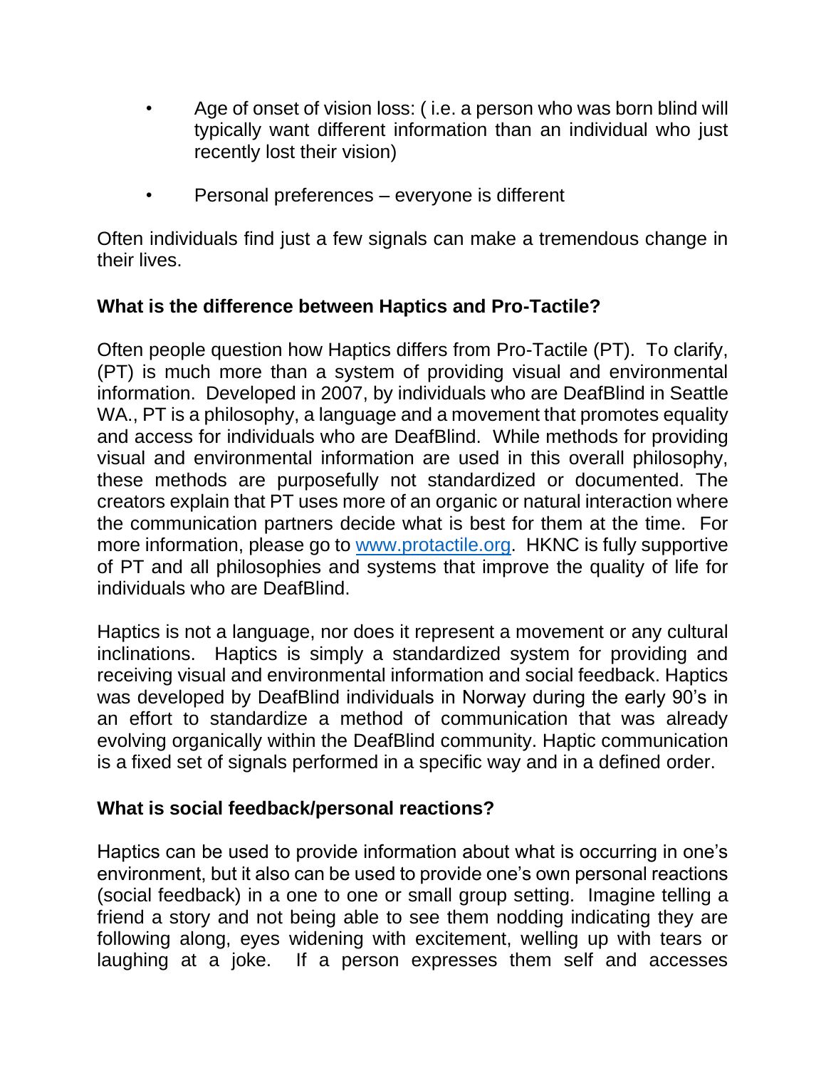- Age of onset of vision loss: ( i.e. a person who was born blind will typically want different information than an individual who just recently lost their vision)
- Personal preferences – everyone is different

Often individuals find just a few signals can make a tremendous change in their lives.

**What is the difference between Haptics and Pro-Tactile?**

Often people question how Haptics differs from Pro-Tactile (PT). To clarify, (PT) is much more than a system of providing visual and environmental information. Developed in 2007, by individuals who are DeafBlind in Seattle WA., PT is a philosophy, a language and a movement that promotes equality and access for individuals who are DeafBlind. While methods for providing visual and environmental information are used in this overall philosophy, these methods are purposefully not standardized or documented. The creators explain that PT uses more of an organic or natural interaction where the communication partners decide what is best for them at the time. For more information, please go to [www.protactile.org](http://www.protactile.org). HKNC is fully supportive of PT and all philosophies and systems that improve the quality of life for individuals who are DeafBlind.

Haptics is not a language, nor does it represent a movement or any cultural inclinations. Haptics is simply a standardized system for providing and receiving visual and environmental information and social feedback. Haptics was developed by DeafBlind individuals in Norway during the early 90's in an effort to standardize a method of communication that was already evolving organically within the DeafBlind community. Haptic communication is a fixed set of signals performed in a specific way and in a defined order.

**What is social feedback/personal reactions?**

Haptics can be used to provide information about what is occurring in one's environment, but it also can be used to provide one's own personal reactions (social feedback) in a one to one or small group setting. Imagine telling a friend a story and not being able to see them nodding indicating they are following along, eyes widening with excitement, welling up with tears or laughing at a joke. If a person expresses them self and accesses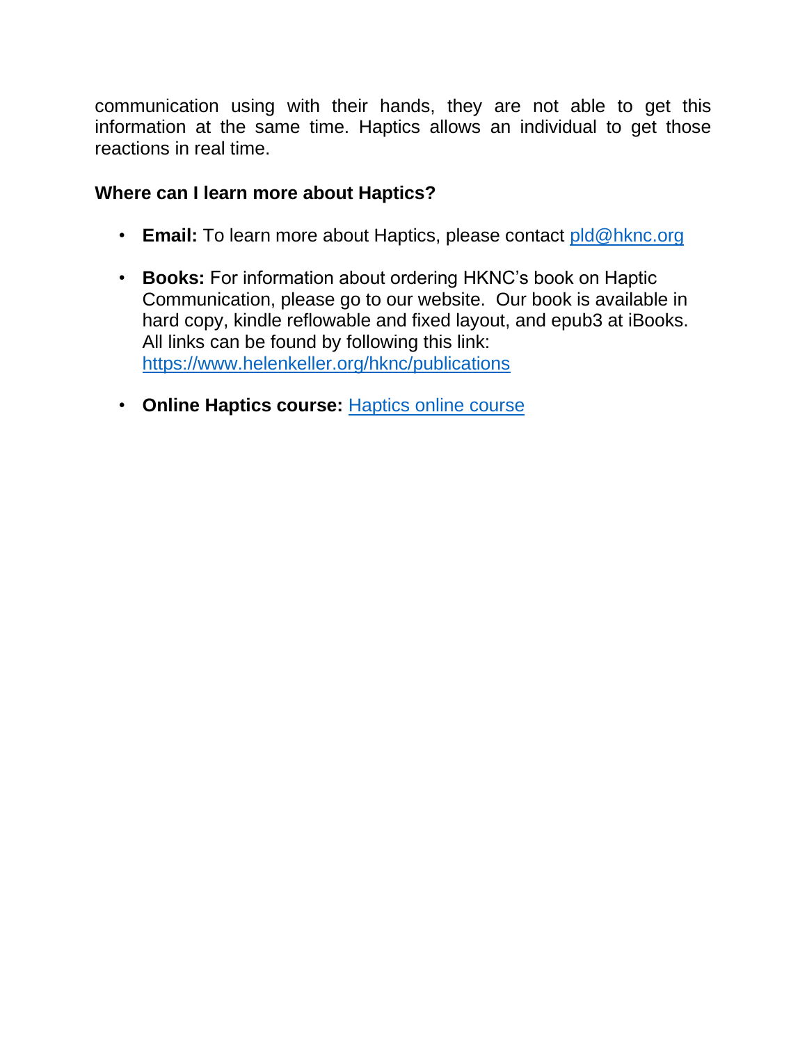communication using with their hands, they are not able to get this information at the same time. Haptics allows an individual to get those reactions in real time.

### Where can I learn more about Haptics?

- **Email:** To learn more about Haptics, please contact pld@hknc.org

- **Books:** For information about ordering HKNC's book on Haptic Communication, please go to our website. Our book is available in hard copy, kindle reflowable and fixed layout, and epub3 at iBooks. All links can be found by following this link: https://www.helenkeller.org/hknc/publications

- **Online Haptics course:** Haptics online course